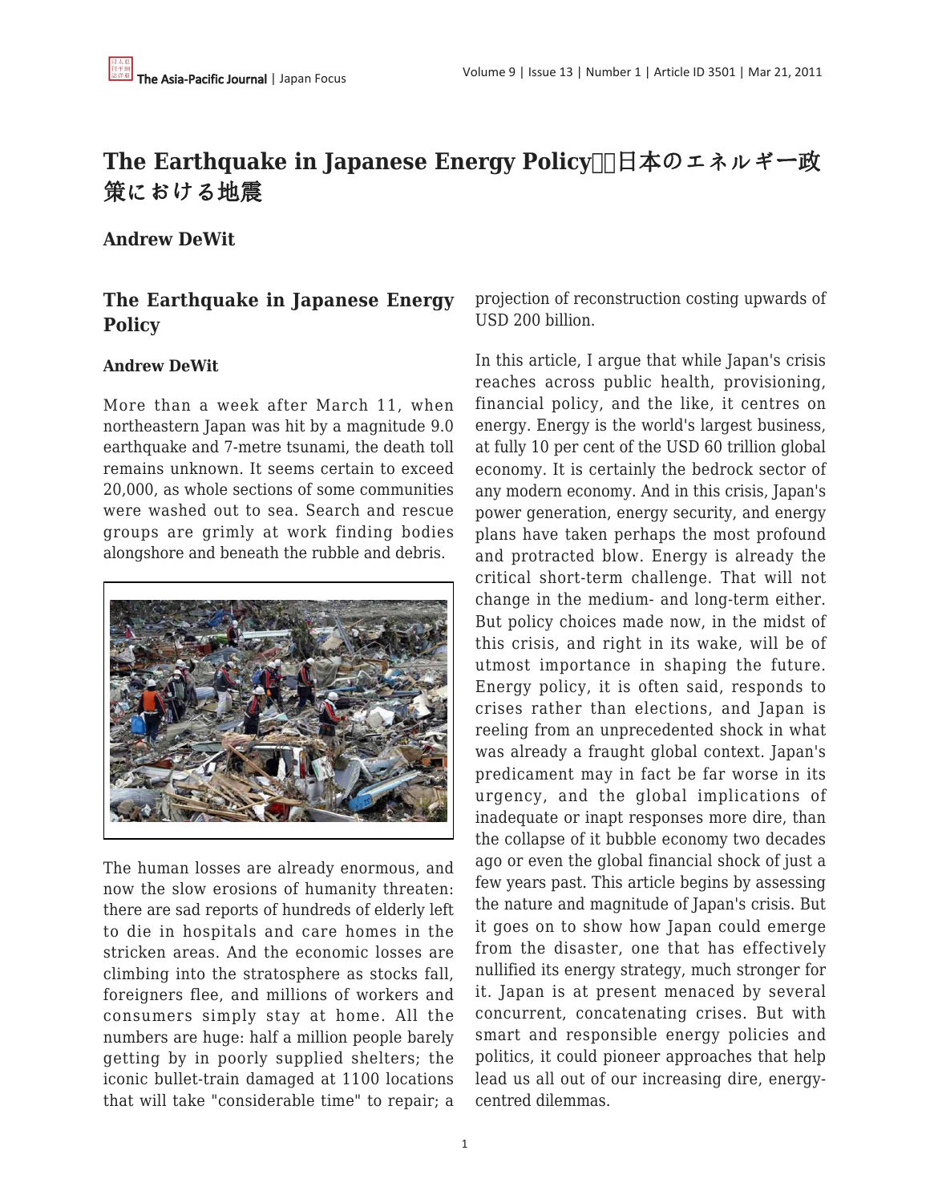# The Earthquake in Japanese Energy Policy　日本のエネルギー政策における地震

**Andrew DeWit**

## The Earthquake in Japanese Energy Policy

**Andrew DeWit**

More than a week after March 11, when northeastern Japan was hit by a magnitude 9.0 earthquake and 7-metre tsunami, the death toll remains unknown. It seems certain to exceed 20,000, as whole sections of some communities were washed out to sea. Search and rescue groups are grimly at work finding bodies alongshore and beneath the rubble and debris.

The human losses are already enormous, and now the slow erosions of humanity threaten: there are sad reports of hundreds of elderly left to die in hospitals and care homes in the stricken areas. And the economic losses are climbing into the stratosphere as stocks fall, foreigners flee, and millions of workers and consumers simply stay at home. All the numbers are huge: half a million people barely getting by in poorly supplied shelters; the iconic bullet-train damaged at 1100 locations that will take "considerable time" to repair; a projection of reconstruction costing upwards of USD 200 billion.

In this article, I argue that while Japan's crisis reaches across public health, provisioning, financial policy, and the like, it centres on energy. Energy is the world's largest business, at fully 10 per cent of the USD 60 trillion global economy. It is certainly the bedrock sector of any modern economy. And in this crisis, Japan's power generation, energy security, and energy plans have taken perhaps the most profound and protracted blow. Energy is already the critical short-term challenge. That will not change in the medium- and long-term either. But policy choices made now, in the midst of this crisis, and right in its wake, will be of utmost importance in shaping the future. Energy policy, it is often said, responds to crises rather than elections, and Japan is reeling from an unprecedented shock in what was already a fraught global context. Japan's predicament may in fact be far worse in its urgency, and the global implications of inadequate or inapt responses more dire, than the collapse of it bubble economy two decades ago or even the global financial shock of just a few years past. This article begins by assessing the nature and magnitude of Japan's crisis. But it goes on to show how Japan could emerge from the disaster, one that has effectively nullified its energy strategy, much stronger for it. Japan is at present menaced by several concurrent, concatenating crises. But with smart and responsible energy policies and politics, it could pioneer approaches that help lead us all out of our increasing dire, energy-centred dilemmas.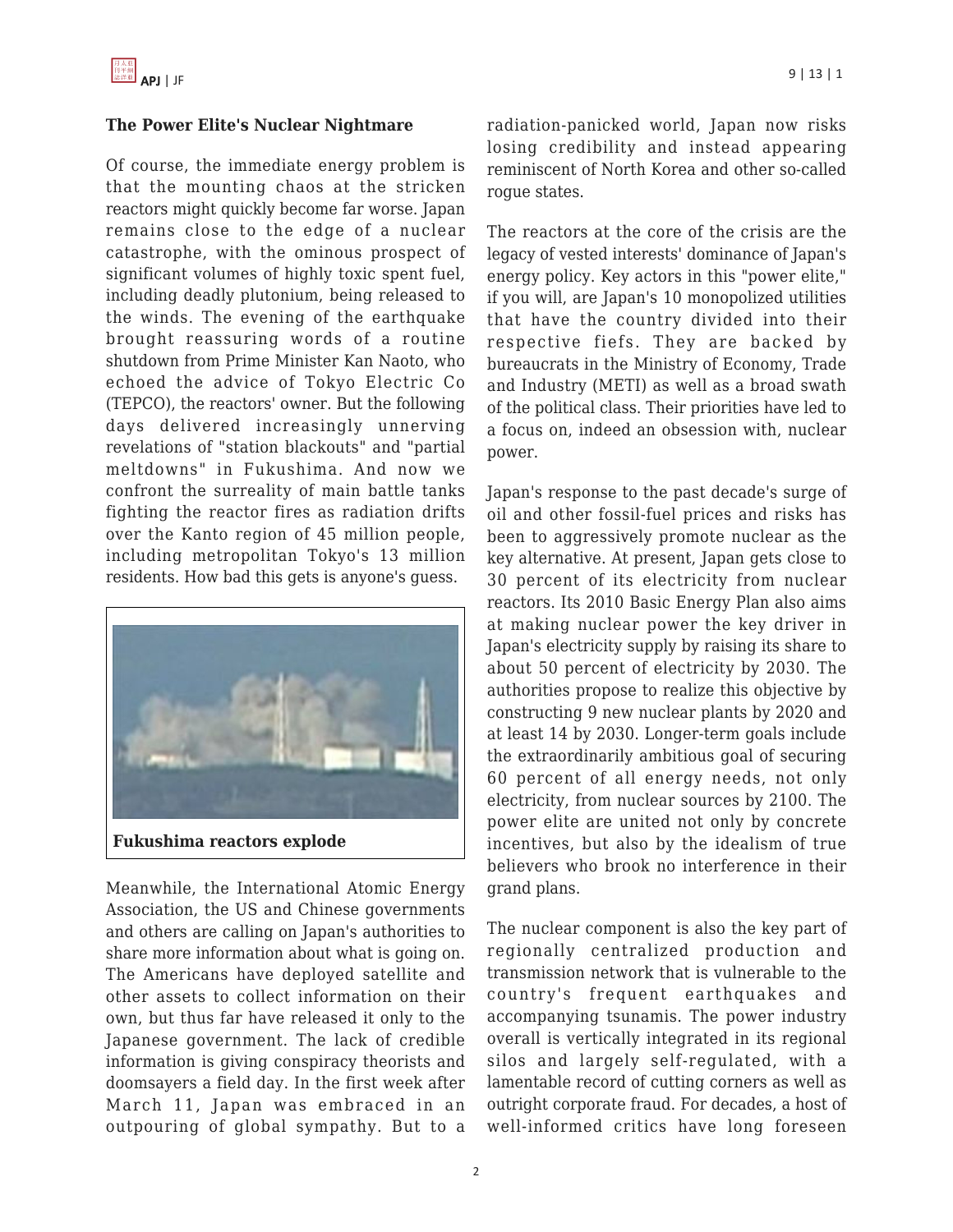### The Power Elite's Nuclear Nightmare

Of course, the immediate energy problem is that the mounting chaos at the stricken reactors might quickly become far worse. Japan remains close to the edge of a nuclear catastrophe, with the ominous prospect of significant volumes of highly toxic spent fuel, including deadly plutonium, being released to the winds. The evening of the earthquake brought reassuring words of a routine shutdown from Prime Minister Kan Naoto, who echoed the advice of Tokyo Electric Co (TEPCO), the reactors' owner. But the following days delivered increasingly unnerving revelations of "station blackouts" and "partial meltdowns" in Fukushima. And now we confront the surreality of main battle tanks fighting the reactor fires as radiation drifts over the Kanto region of 45 million people, including metropolitan Tokyo's 13 million residents. How bad this gets is anyone's guess.

**Fukushima reactors explode**

Meanwhile, the International Atomic Energy Association, the US and Chinese governments and others are calling on Japan's authorities to share more information about what is going on. The Americans have deployed satellite and other assets to collect information on their own, but thus far have released it only to the Japanese government. The lack of credible information is giving conspiracy theorists and doomsayers a field day. In the first week after March 11, Japan was embraced in an outpouring of global sympathy. But to a radiation-panicked world, Japan now risks losing credibility and instead appearing reminiscent of North Korea and other so-called rogue states.

The reactors at the core of the crisis are the legacy of vested interests' dominance of Japan's energy policy. Key actors in this "power elite," if you will, are Japan's 10 monopolized utilities that have the country divided into their respective fiefs. They are backed by bureaucrats in the Ministry of Economy, Trade and Industry (METI) as well as a broad swath of the political class. Their priorities have led to a focus on, indeed an obsession with, nuclear power.

Japan's response to the past decade's surge of oil and other fossil-fuel prices and risks has been to aggressively promote nuclear as the key alternative. At present, Japan gets close to 30 percent of its electricity from nuclear reactors. Its 2010 Basic Energy Plan also aims at making nuclear power the key driver in Japan's electricity supply by raising its share to about 50 percent of electricity by 2030. The authorities propose to realize this objective by constructing 9 new nuclear plants by 2020 and at least 14 by 2030. Longer-term goals include the extraordinarily ambitious goal of securing 60 percent of all energy needs, not only electricity, from nuclear sources by 2100. The power elite are united not only by concrete incentives, but also by the idealism of true believers who brook no interference in their grand plans.

The nuclear component is also the key part of regionally centralized production and transmission network that is vulnerable to the country's frequent earthquakes and accompanying tsunamis. The power industry overall is vertically integrated in its regional silos and largely self-regulated, with a lamentable record of cutting corners as well as outright corporate fraud. For decades, a host of well-informed critics have long foreseen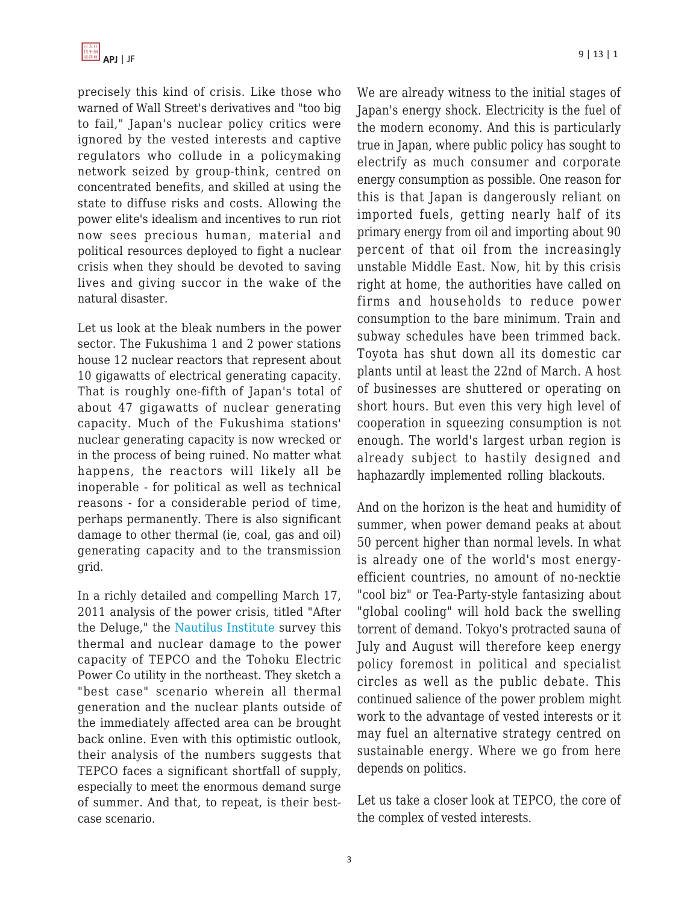precisely this kind of crisis. Like those who warned of Wall Street's derivatives and "too big to fail," Japan's nuclear policy critics were ignored by the vested interests and captive regulators who collude in a policymaking network seized by group-think, centred on concentrated benefits, and skilled at using the state to diffuse risks and costs. Allowing the power elite's idealism and incentives to run riot now sees precious human, material and political resources deployed to fight a nuclear crisis when they should be devoted to saving lives and giving succor in the wake of the natural disaster.

Let us look at the bleak numbers in the power sector. The Fukushima 1 and 2 power stations house 12 nuclear reactors that represent about 10 gigawatts of electrical generating capacity. That is roughly one-fifth of Japan's total of about 47 gigawatts of nuclear generating capacity. Much of the Fukushima stations' nuclear generating capacity is now wrecked or in the process of being ruined. No matter what happens, the reactors will likely all be inoperable - for political as well as technical reasons - for a considerable period of time, perhaps permanently. There is also significant damage to other thermal (ie, coal, gas and oil) generating capacity and to the transmission grid.

In a richly detailed and compelling March 17, 2011 analysis of the power crisis, titled "After the Deluge," the Nautilus Institute survey this thermal and nuclear damage to the power capacity of TEPCO and the Tohoku Electric Power Co utility in the northeast. They sketch a "best case" scenario wherein all thermal generation and the nuclear plants outside of the immediately affected area can be brought back online. Even with this optimistic outlook, their analysis of the numbers suggests that TEPCO faces a significant shortfall of supply, especially to meet the enormous demand surge of summer. And that, to repeat, is their best-case scenario.

We are already witness to the initial stages of Japan's energy shock. Electricity is the fuel of the modern economy. And this is particularly true in Japan, where public policy has sought to electrify as much consumer and corporate energy consumption as possible. One reason for this is that Japan is dangerously reliant on imported fuels, getting nearly half of its primary energy from oil and importing about 90 percent of that oil from the increasingly unstable Middle East. Now, hit by this crisis right at home, the authorities have called on firms and households to reduce power consumption to the bare minimum. Train and subway schedules have been trimmed back. Toyota has shut down all its domestic car plants until at least the 22nd of March. A host of businesses are shuttered or operating on short hours. But even this very high level of cooperation in squeezing consumption is not enough. The world's largest urban region is already subject to hastily designed and haphazardly implemented rolling blackouts.

And on the horizon is the heat and humidity of summer, when power demand peaks at about 50 percent higher than normal levels. In what is already one of the world's most energy-efficient countries, no amount of no-necktie "cool biz" or Tea-Party-style fantasizing about "global cooling" will hold back the swelling torrent of demand. Tokyo's protracted sauna of July and August will therefore keep energy policy foremost in political and specialist circles as well as the public debate. This continued salience of the power problem might work to the advantage of vested interests or it may fuel an alternative strategy centred on sustainable energy. Where we go from here depends on politics.

Let us take a closer look at TEPCO, the core of the complex of vested interests.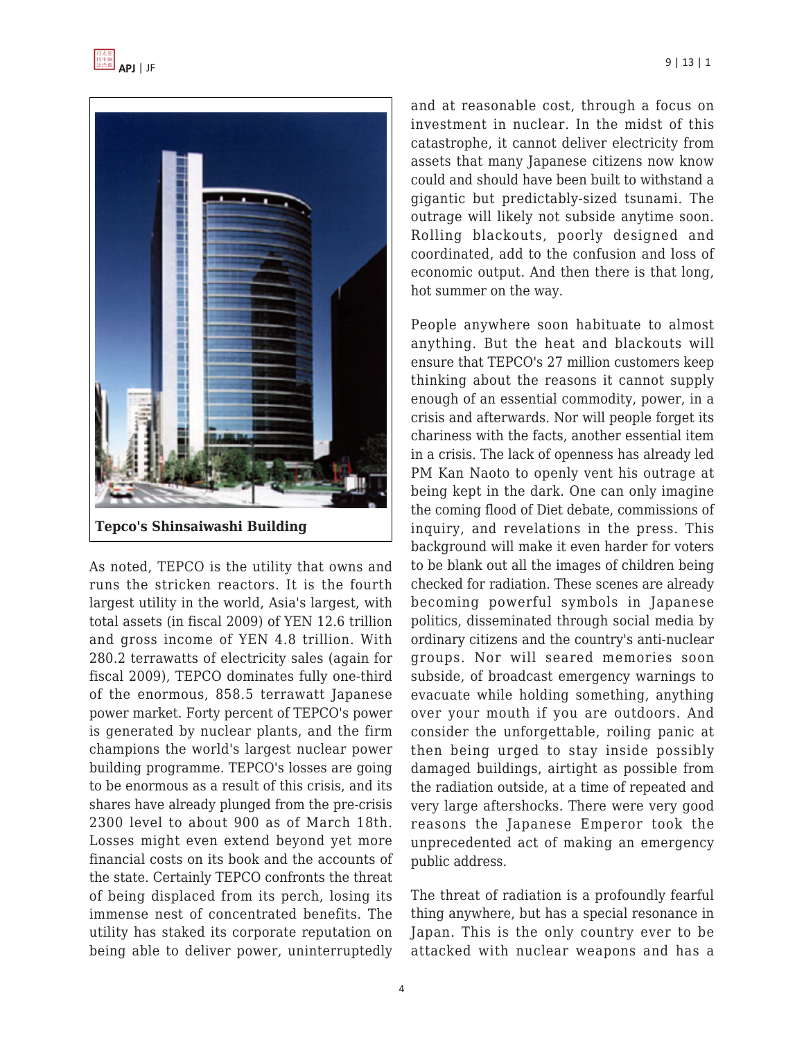Tepco's Shinsaiwashi Building

As noted, TEPCO is the utility that owns and runs the stricken reactors. It is the fourth largest utility in the world, Asia's largest, with total assets (in fiscal 2009) of YEN 12.6 trillion and gross income of YEN 4.8 trillion. With 280.2 terrawatts of electricity sales (again for fiscal 2009), TEPCO dominates fully one-third of the enormous, 858.5 terrawatt Japanese power market. Forty percent of TEPCO's power is generated by nuclear plants, and the firm champions the world's largest nuclear power building programme. TEPCO's losses are going to be enormous as a result of this crisis, and its shares have already plunged from the pre-crisis 2300 level to about 900 as of March 18th. Losses might even extend beyond yet more financial costs on its book and the accounts of the state. Certainly TEPCO confronts the threat of being displaced from its perch, losing its immense nest of concentrated benefits. The utility has staked its corporate reputation on being able to deliver power, uninterruptedly and at reasonable cost, through a focus on investment in nuclear. In the midst of this catastrophe, it cannot deliver electricity from assets that many Japanese citizens now know could and should have been built to withstand a gigantic but predictably-sized tsunami. The outrage will likely not subside anytime soon. Rolling blackouts, poorly designed and coordinated, add to the confusion and loss of economic output. And then there is that long, hot summer on the way.

People anywhere soon habituate to almost anything. But the heat and blackouts will ensure that TEPCO's 27 million customers keep thinking about the reasons it cannot supply enough of an essential commodity, power, in a crisis and afterwards. Nor will people forget its chariness with the facts, another essential item in a crisis. The lack of openness has already led PM Kan Naoto to openly vent his outrage at being kept in the dark. One can only imagine the coming flood of Diet debate, commissions of inquiry, and revelations in the press. This background will make it even harder for voters to be blank out all the images of children being checked for radiation. These scenes are already becoming powerful symbols in Japanese politics, disseminated through social media by ordinary citizens and the country's anti-nuclear groups. Nor will seared memories soon subside, of broadcast emergency warnings to evacuate while holding something, anything over your mouth if you are outdoors. And consider the unforgettable, roiling panic at then being urged to stay inside possibly damaged buildings, airtight as possible from the radiation outside, at a time of repeated and very large aftershocks. There were very good reasons the Japanese Emperor took the unprecedented act of making an emergency public address.

The threat of radiation is a profoundly fearful thing anywhere, but has a special resonance in Japan. This is the only country ever to be attacked with nuclear weapons and has a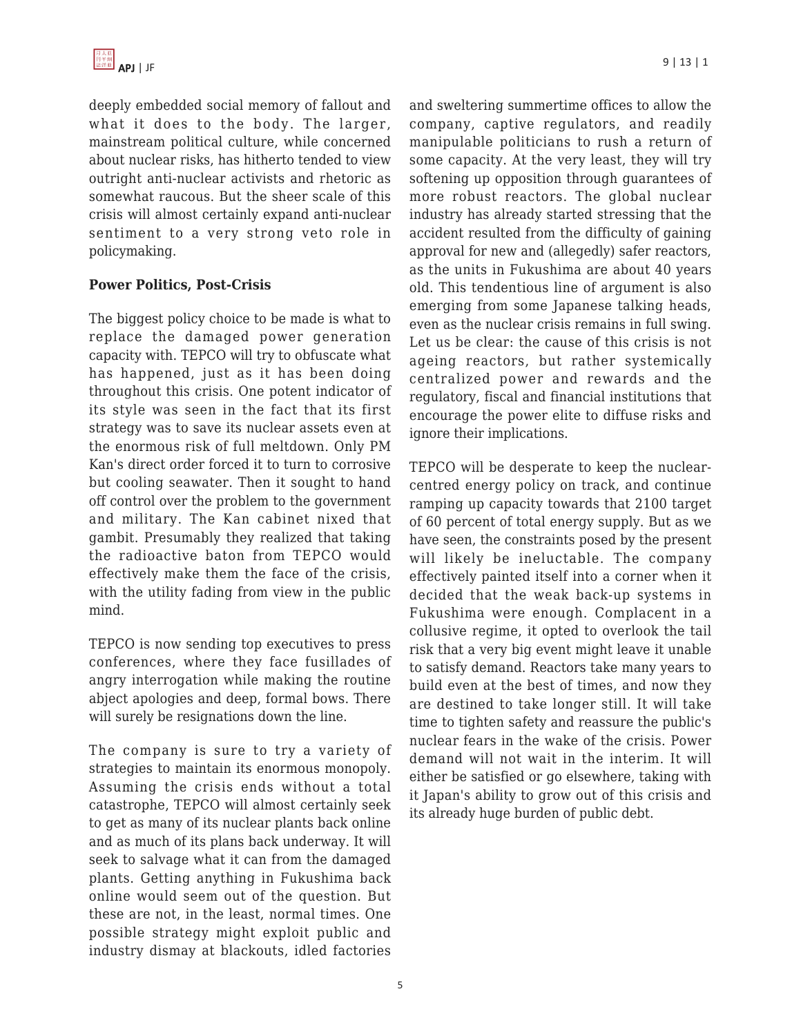deeply embedded social memory of fallout and what it does to the body. The larger, mainstream political culture, while concerned about nuclear risks, has hitherto tended to view outright anti-nuclear activists and rhetoric as somewhat raucous. But the sheer scale of this crisis will almost certainly expand anti-nuclear sentiment to a very strong veto role in policymaking.

**Power Politics, Post-Crisis**

The biggest policy choice to be made is what to replace the damaged power generation capacity with. TEPCO will try to obfuscate what has happened, just as it has been doing throughout this crisis. One potent indicator of its style was seen in the fact that its first strategy was to save its nuclear assets even at the enormous risk of full meltdown. Only PM Kan's direct order forced it to turn to corrosive but cooling seawater. Then it sought to hand off control over the problem to the government and military. The Kan cabinet nixed that gambit. Presumably they realized that taking the radioactive baton from TEPCO would effectively make them the face of the crisis, with the utility fading from view in the public mind.

TEPCO is now sending top executives to press conferences, where they face fusillades of angry interrogation while making the routine abject apologies and deep, formal bows. There will surely be resignations down the line.

The company is sure to try a variety of strategies to maintain its enormous monopoly. Assuming the crisis ends without a total catastrophe, TEPCO will almost certainly seek to get as many of its nuclear plants back online and as much of its plans back underway. It will seek to salvage what it can from the damaged plants. Getting anything in Fukushima back online would seem out of the question. But these are not, in the least, normal times. One possible strategy might exploit public and industry dismay at blackouts, idled factories and sweltering summertime offices to allow the company, captive regulators, and readily manipulable politicians to rush a return of some capacity. At the very least, they will try softening up opposition through guarantees of more robust reactors. The global nuclear industry has already started stressing that the accident resulted from the difficulty of gaining approval for new and (allegedly) safer reactors, as the units in Fukushima are about 40 years old. This tendentious line of argument is also emerging from some Japanese talking heads, even as the nuclear crisis remains in full swing. Let us be clear: the cause of this crisis is not ageing reactors, but rather systemically centralized power and rewards and the regulatory, fiscal and financial institutions that encourage the power elite to diffuse risks and ignore their implications.

TEPCO will be desperate to keep the nuclear-centred energy policy on track, and continue ramping up capacity towards that 2100 target of 60 percent of total energy supply. But as we have seen, the constraints posed by the present will likely be ineluctable. The company effectively painted itself into a corner when it decided that the weak back-up systems in Fukushima were enough. Complacent in a collusive regime, it opted to overlook the tail risk that a very big event might leave it unable to satisfy demand. Reactors take many years to build even at the best of times, and now they are destined to take longer still. It will take time to tighten safety and reassure the public's nuclear fears in the wake of the crisis. Power demand will not wait in the interim. It will either be satisfied or go elsewhere, taking with it Japan's ability to grow out of this crisis and its already huge burden of public debt.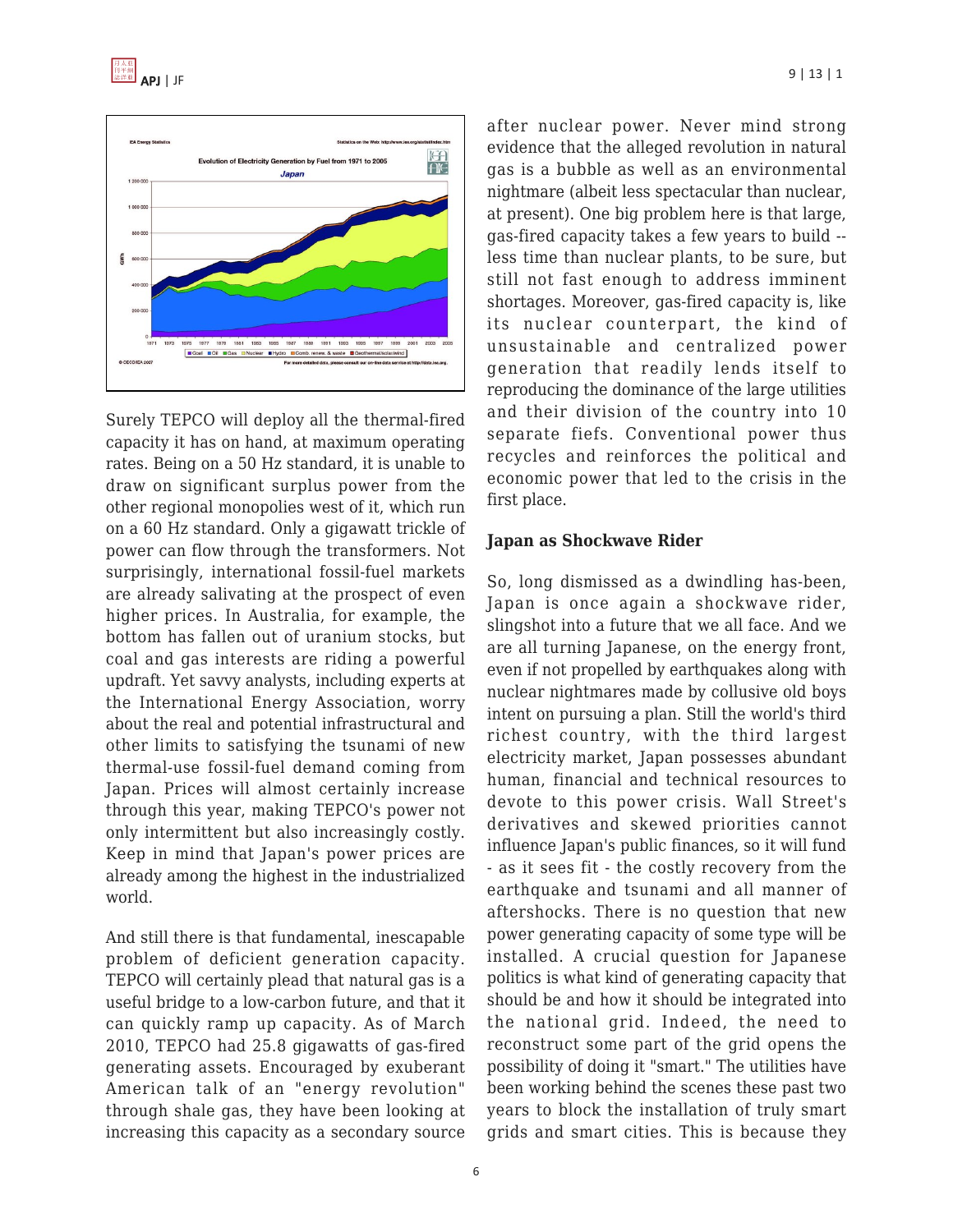Surely TEPCO will deploy all the thermal-fired capacity it has on hand, at maximum operating rates. Being on a 50 Hz standard, it is unable to draw on significant surplus power from the other regional monopolies west of it, which run on a 60 Hz standard. Only a gigawatt trickle of power can flow through the transformers. Not surprisingly, international fossil-fuel markets are already salivating at the prospect of even higher prices. In Australia, for example, the bottom has fallen out of uranium stocks, but coal and gas interests are riding a powerful updraft. Yet savvy analysts, including experts at the International Energy Association, worry about the real and potential infrastructural and other limits to satisfying the tsunami of new thermal-use fossil-fuel demand coming from Japan. Prices will almost certainly increase through this year, making TEPCO's power not only intermittent but also increasingly costly. Keep in mind that Japan's power prices are already among the highest in the industrialized world.

And still there is that fundamental, inescapable problem of deficient generation capacity. TEPCO will certainly plead that natural gas is a useful bridge to a low-carbon future, and that it can quickly ramp up capacity. As of March 2010, TEPCO had 25.8 gigawatts of gas-fired generating assets. Encouraged by exuberant American talk of an "energy revolution" through shale gas, they have been looking at increasing this capacity as a secondary source after nuclear power. Never mind strong evidence that the alleged revolution in natural gas is a bubble as well as an environmental nightmare (albeit less spectacular than nuclear, at present). One big problem here is that large, gas-fired capacity takes a few years to build -- less time than nuclear plants, to be sure, but still not fast enough to address imminent shortages. Moreover, gas-fired capacity is, like its nuclear counterpart, the kind of unsustainable and centralized power generation that readily lends itself to reproducing the dominance of the large utilities and their division of the country into 10 separate fiefs. Conventional power thus recycles and reinforces the political and economic power that led to the crisis in the first place.

## Japan as Shockwave Rider

So, long dismissed as a dwindling has-been, Japan is once again a shockwave rider, slingshot into a future that we all face. And we are all turning Japanese, on the energy front, even if not propelled by earthquakes along with nuclear nightmares made by collusive old boys intent on pursuing a plan. Still the world's third richest country, with the third largest electricity market, Japan possesses abundant human, financial and technical resources to devote to this power crisis. Wall Street's derivatives and skewed priorities cannot influence Japan's public finances, so it will fund - as it sees fit - the costly recovery from the earthquake and tsunami and all manner of aftershocks. There is no question that new power generating capacity of some type will be installed. A crucial question for Japanese politics is what kind of generating capacity that should be and how it should be integrated into the national grid. Indeed, the need to reconstruct some part of the grid opens the possibility of doing it "smart." The utilities have been working behind the scenes these past two years to block the installation of truly smart grids and smart cities. This is because they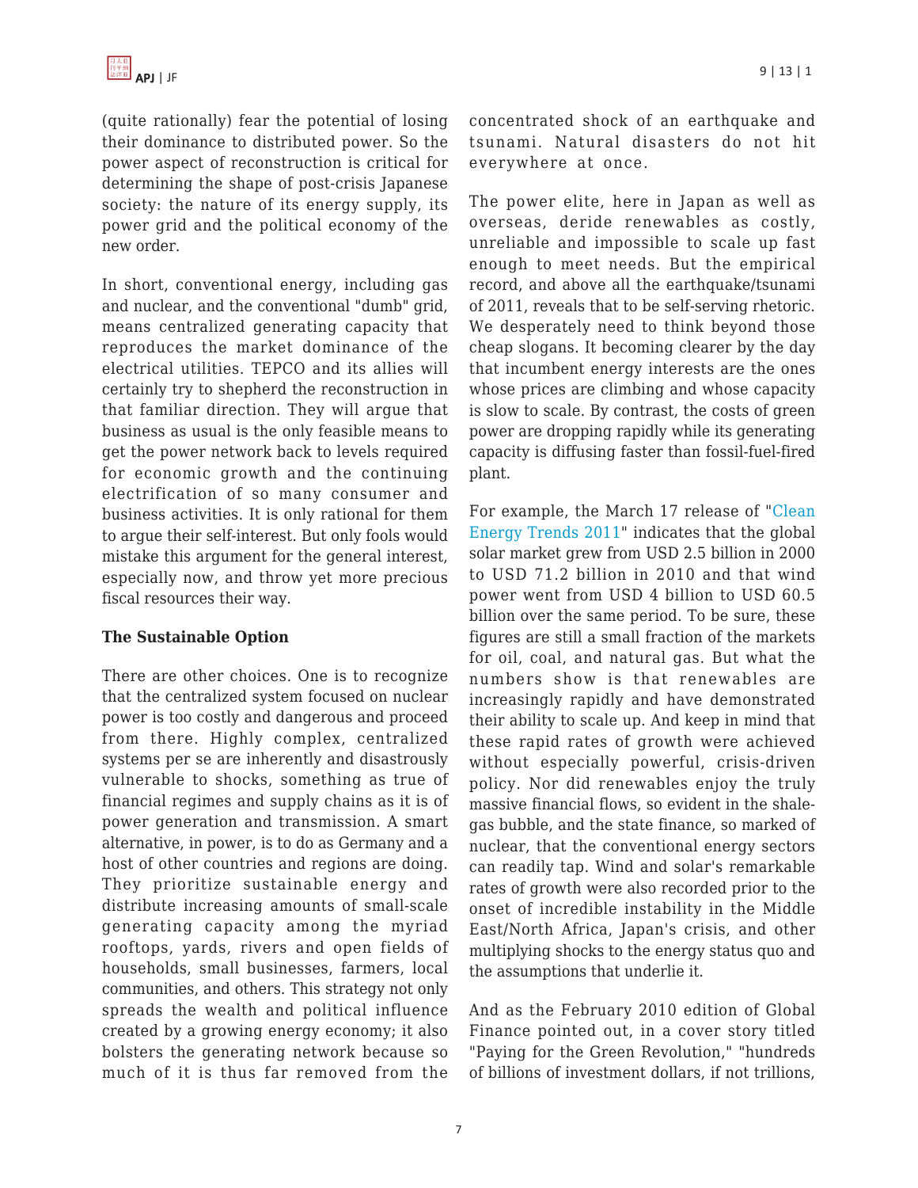(quite rationally) fear the potential of losing their dominance to distributed power. So the power aspect of reconstruction is critical for determining the shape of post-crisis Japanese society: the nature of its energy supply, its power grid and the political economy of the new order.

In short, conventional energy, including gas and nuclear, and the conventional "dumb" grid, means centralized generating capacity that reproduces the market dominance of the electrical utilities. TEPCO and its allies will certainly try to shepherd the reconstruction in that familiar direction. They will argue that business as usual is the only feasible means to get the power network back to levels required for economic growth and the continuing electrification of so many consumer and business activities. It is only rational for them to argue their self-interest. But only fools would mistake this argument for the general interest, especially now, and throw yet more precious fiscal resources their way.

**The Sustainable Option**

There are other choices. One is to recognize that the centralized system focused on nuclear power is too costly and dangerous and proceed from there. Highly complex, centralized systems per se are inherently and disastrously vulnerable to shocks, something as true of financial regimes and supply chains as it is of power generation and transmission. A smart alternative, in power, is to do as Germany and a host of other countries and regions are doing. They prioritize sustainable energy and distribute increasing amounts of small-scale generating capacity among the myriad rooftops, yards, rivers and open fields of households, small businesses, farmers, local communities, and others. This strategy not only spreads the wealth and political influence created by a growing energy economy; it also bolsters the generating network because so much of it is thus far removed from the concentrated shock of an earthquake and tsunami. Natural disasters do not hit everywhere at once.

The power elite, here in Japan as well as overseas, deride renewables as costly, unreliable and impossible to scale up fast enough to meet needs. But the empirical record, and above all the earthquake/tsunami of 2011, reveals that to be self-serving rhetoric. We desperately need to think beyond those cheap slogans. It becoming clearer by the day that incumbent energy interests are the ones whose prices are climbing and whose capacity is slow to scale. By contrast, the costs of green power are dropping rapidly while its generating capacity is diffusing faster than fossil-fuel-fired plant.

For example, the March 17 release of "Clean Energy Trends 2011" indicates that the global solar market grew from USD 2.5 billion in 2000 to USD 71.2 billion in 2010 and that wind power went from USD 4 billion to USD 60.5 billion over the same period. To be sure, these figures are still a small fraction of the markets for oil, coal, and natural gas. But what the numbers show is that renewables are increasingly rapidly and have demonstrated their ability to scale up. And keep in mind that these rapid rates of growth were achieved without especially powerful, crisis-driven policy. Nor did renewables enjoy the truly massive financial flows, so evident in the shale-gas bubble, and the state finance, so marked of nuclear, that the conventional energy sectors can readily tap. Wind and solar's remarkable rates of growth were also recorded prior to the onset of incredible instability in the Middle East/North Africa, Japan's crisis, and other multiplying shocks to the energy status quo and the assumptions that underlie it.

And as the February 2010 edition of Global Finance pointed out, in a cover story titled "Paying for the Green Revolution," "hundreds of billions of investment dollars, if not trillions,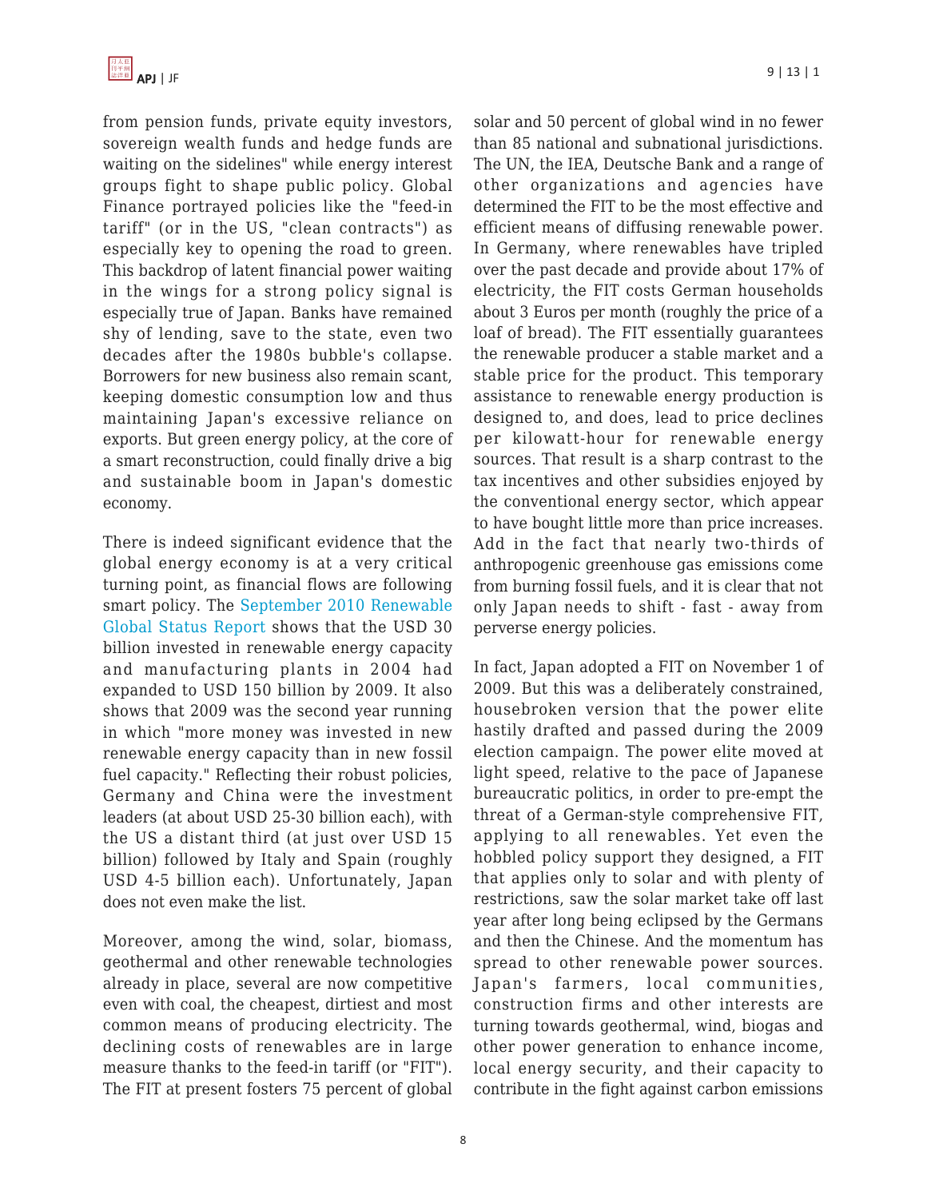from pension funds, private equity investors, sovereign wealth funds and hedge funds are waiting on the sidelines" while energy interest groups fight to shape public policy. Global Finance portrayed policies like the "feed-in tariff" (or in the US, "clean contracts") as especially key to opening the road to green. This backdrop of latent financial power waiting in the wings for a strong policy signal is especially true of Japan. Banks have remained shy of lending, save to the state, even two decades after the 1980s bubble's collapse. Borrowers for new business also remain scant, keeping domestic consumption low and thus maintaining Japan's excessive reliance on exports. But green energy policy, at the core of a smart reconstruction, could finally drive a big and sustainable boom in Japan's domestic economy.

There is indeed significant evidence that the global energy economy is at a very critical turning point, as financial flows are following smart policy. The September 2010 Renewable Global Status Report shows that the USD 30 billion invested in renewable energy capacity and manufacturing plants in 2004 had expanded to USD 150 billion by 2009. It also shows that 2009 was the second year running in which "more money was invested in new renewable energy capacity than in new fossil fuel capacity." Reflecting their robust policies, Germany and China were the investment leaders (at about USD 25-30 billion each), with the US a distant third (at just over USD 15 billion) followed by Italy and Spain (roughly USD 4-5 billion each). Unfortunately, Japan does not even make the list.

Moreover, among the wind, solar, biomass, geothermal and other renewable technologies already in place, several are now competitive even with coal, the cheapest, dirtiest and most common means of producing electricity. The declining costs of renewables are in large measure thanks to the feed-in tariff (or "FIT"). The FIT at present fosters 75 percent of global solar and 50 percent of global wind in no fewer than 85 national and subnational jurisdictions. The UN, the IEA, Deutsche Bank and a range of other organizations and agencies have determined the FIT to be the most effective and efficient means of diffusing renewable power. In Germany, where renewables have tripled over the past decade and provide about 17% of electricity, the FIT costs German households about 3 Euros per month (roughly the price of a loaf of bread). The FIT essentially guarantees the renewable producer a stable market and a stable price for the product. This temporary assistance to renewable energy production is designed to, and does, lead to price declines per kilowatt-hour for renewable energy sources. That result is a sharp contrast to the tax incentives and other subsidies enjoyed by the conventional energy sector, which appear to have bought little more than price increases. Add in the fact that nearly two-thirds of anthropogenic greenhouse gas emissions come from burning fossil fuels, and it is clear that not only Japan needs to shift - fast - away from perverse energy policies.

In fact, Japan adopted a FIT on November 1 of 2009. But this was a deliberately constrained, housebroken version that the power elite hastily drafted and passed during the 2009 election campaign. The power elite moved at light speed, relative to the pace of Japanese bureaucratic politics, in order to pre-empt the threat of a German-style comprehensive FIT, applying to all renewables. Yet even the hobbled policy support they designed, a FIT that applies only to solar and with plenty of restrictions, saw the solar market take off last year after long being eclipsed by the Germans and then the Chinese. And the momentum has spread to other renewable power sources. Japan's farmers, local communities, construction firms and other interests are turning towards geothermal, wind, biogas and other power generation to enhance income, local energy security, and their capacity to contribute in the fight against carbon emissions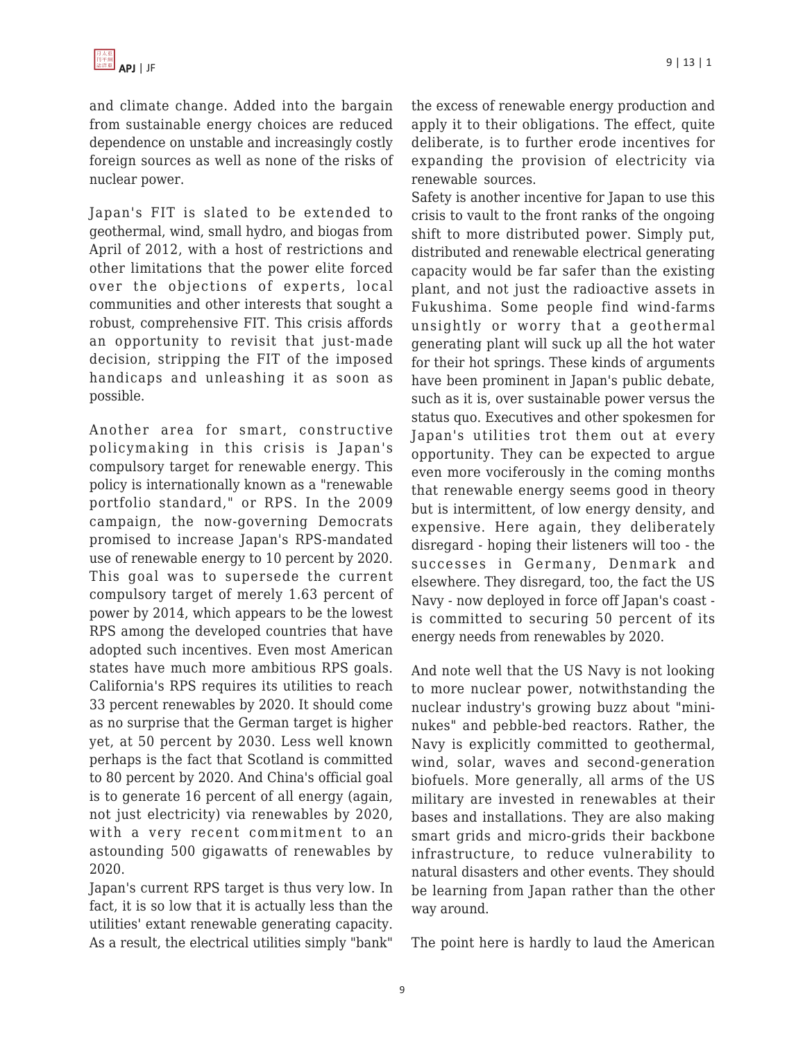and climate change. Added into the bargain from sustainable energy choices are reduced dependence on unstable and increasingly costly foreign sources as well as none of the risks of nuclear power.

Japan's FIT is slated to be extended to geothermal, wind, small hydro, and biogas from April of 2012, with a host of restrictions and other limitations that the power elite forced over the objections of experts, local communities and other interests that sought a robust, comprehensive FIT. This crisis affords an opportunity to revisit that just-made decision, stripping the FIT of the imposed handicaps and unleashing it as soon as possible.

Another area for smart, constructive policymaking in this crisis is Japan's compulsory target for renewable energy. This policy is internationally known as a "renewable portfolio standard," or RPS. In the 2009 campaign, the now-governing Democrats promised to increase Japan's RPS-mandated use of renewable energy to 10 percent by 2020. This goal was to supersede the current compulsory target of merely 1.63 percent of power by 2014, which appears to be the lowest RPS among the developed countries that have adopted such incentives. Even most American states have much more ambitious RPS goals. California's RPS requires its utilities to reach 33 percent renewables by 2020. It should come as no surprise that the German target is higher yet, at 50 percent by 2030. Less well known perhaps is the fact that Scotland is committed to 80 percent by 2020. And China's official goal is to generate 16 percent of all energy (again, not just electricity) via renewables by 2020, with a very recent commitment to an astounding 500 gigawatts of renewables by 2020.

Japan's current RPS target is thus very low. In fact, it is so low that it is actually less than the utilities' extant renewable generating capacity. As a result, the electrical utilities simply "bank" the excess of renewable energy production and apply it to their obligations. The effect, quite deliberate, is to further erode incentives for expanding the provision of electricity via renewable sources.

Safety is another incentive for Japan to use this crisis to vault to the front ranks of the ongoing shift to more distributed power. Simply put, distributed and renewable electrical generating capacity would be far safer than the existing plant, and not just the radioactive assets in Fukushima. Some people find wind-farms unsightly or worry that a geothermal generating plant will suck up all the hot water for their hot springs. These kinds of arguments have been prominent in Japan's public debate, such as it is, over sustainable power versus the status quo. Executives and other spokesmen for Japan's utilities trot them out at every opportunity. They can be expected to argue even more vociferously in the coming months that renewable energy seems good in theory but is intermittent, of low energy density, and expensive. Here again, they deliberately disregard - hoping their listeners will too - the successes in Germany, Denmark and elsewhere. They disregard, too, the fact the US Navy - now deployed in force off Japan's coast - is committed to securing 50 percent of its energy needs from renewables by 2020.

And note well that the US Navy is not looking to more nuclear power, notwithstanding the nuclear industry's growing buzz about "mini-nukes" and pebble-bed reactors. Rather, the Navy is explicitly committed to geothermal, wind, solar, waves and second-generation biofuels. More generally, all arms of the US military are invested in renewables at their bases and installations. They are also making smart grids and micro-grids their backbone infrastructure, to reduce vulnerability to natural disasters and other events. They should be learning from Japan rather than the other way around.

The point here is hardly to laud the American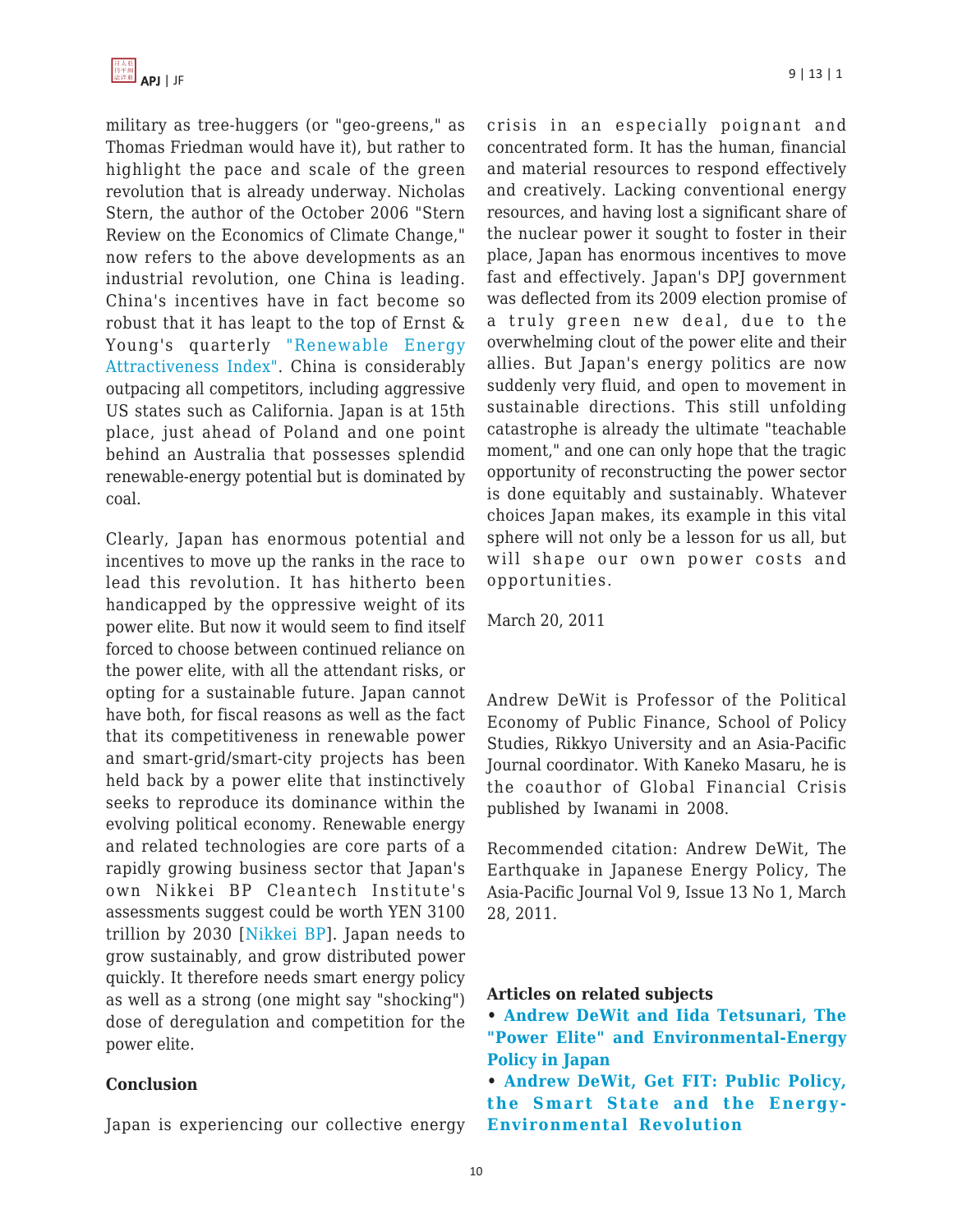military as tree-huggers (or "geo-greens," as Thomas Friedman would have it), but rather to highlight the pace and scale of the green revolution that is already underway. Nicholas Stern, the author of the October 2006 "Stern Review on the Economics of Climate Change," now refers to the above developments as an industrial revolution, one China is leading. China's incentives have in fact become so robust that it has leapt to the top of Ernst & Young's quarterly "Renewable Energy Attractiveness Index". China is considerably outpacing all competitors, including aggressive US states such as California. Japan is at 15th place, just ahead of Poland and one point behind an Australia that possesses splendid renewable-energy potential but is dominated by coal.

Clearly, Japan has enormous potential and incentives to move up the ranks in the race to lead this revolution. It has hitherto been handicapped by the oppressive weight of its power elite. But now it would seem to find itself forced to choose between continued reliance on the power elite, with all the attendant risks, or opting for a sustainable future. Japan cannot have both, for fiscal reasons as well as the fact that its competitiveness in renewable power and smart-grid/smart-city projects has been held back by a power elite that instinctively seeks to reproduce its dominance within the evolving political economy. Renewable energy and related technologies are core parts of a rapidly growing business sector that Japan's own Nikkei BP Cleantech Institute's assessments suggest could be worth YEN 3100 trillion by 2030 [Nikkei BP]. Japan needs to grow sustainably, and grow distributed power quickly. It therefore needs smart energy policy as well as a strong (one might say "shocking") dose of deregulation and competition for the power elite.

**Conclusion**

Japan is experiencing our collective energy crisis in an especially poignant and concentrated form. It has the human, financial and material resources to respond effectively and creatively. Lacking conventional energy resources, and having lost a significant share of the nuclear power it sought to foster in their place, Japan has enormous incentives to move fast and effectively. Japan's DPJ government was deflected from its 2009 election promise of a truly green new deal, due to the overwhelming clout of the power elite and their allies. But Japan's energy politics are now suddenly very fluid, and open to movement in sustainable directions. This still unfolding catastrophe is already the ultimate "teachable moment," and one can only hope that the tragic opportunity of reconstructing the power sector is done equitably and sustainably. Whatever choices Japan makes, its example in this vital sphere will not only be a lesson for us all, but will shape our own power costs and opportunities.

March 20, 2011

Andrew DeWit is Professor of the Political Economy of Public Finance, School of Policy Studies, Rikkyo University and an Asia-Pacific Journal coordinator. With Kaneko Masaru, he is the coauthor of Global Financial Crisis published by Iwanami in 2008.

Recommended citation: Andrew DeWit, The Earthquake in Japanese Energy Policy, The Asia-Pacific Journal Vol 9, Issue 13 No 1, March 28, 2011.

**Articles on related subjects**

- **Andrew DeWit and Iida Tetsunari, The "Power Elite" and Environmental-Energy Policy in Japan**
- **Andrew DeWit, Get FIT: Public Policy, the Smart State and the Energy-Environmental Revolution**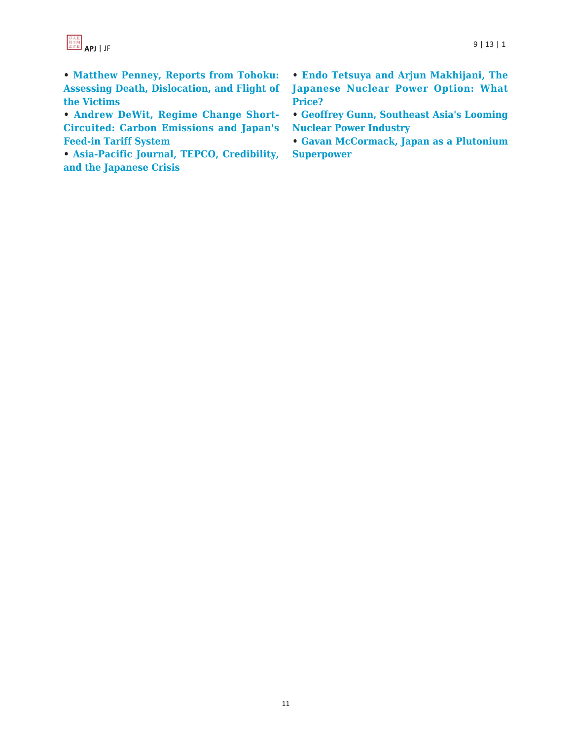- **Matthew Penney, Reports from Tohoku: Assessing Death, Dislocation, and Flight of the Victims**
- **Andrew DeWit, Regime Change Short-Circuited: Carbon Emissions and Japan's Feed-in Tariff System**
- **Asia-Pacific Journal, TEPCO, Credibility, and the Japanese Crisis**
- **Endo Tetsuya and Arjun Makhijani, The Japanese Nuclear Power Option: What Price?**
- **Geoffrey Gunn, Southeast Asia's Looming Nuclear Power Industry**
- **Gavan McCormack, Japan as a Plutonium Superpower**